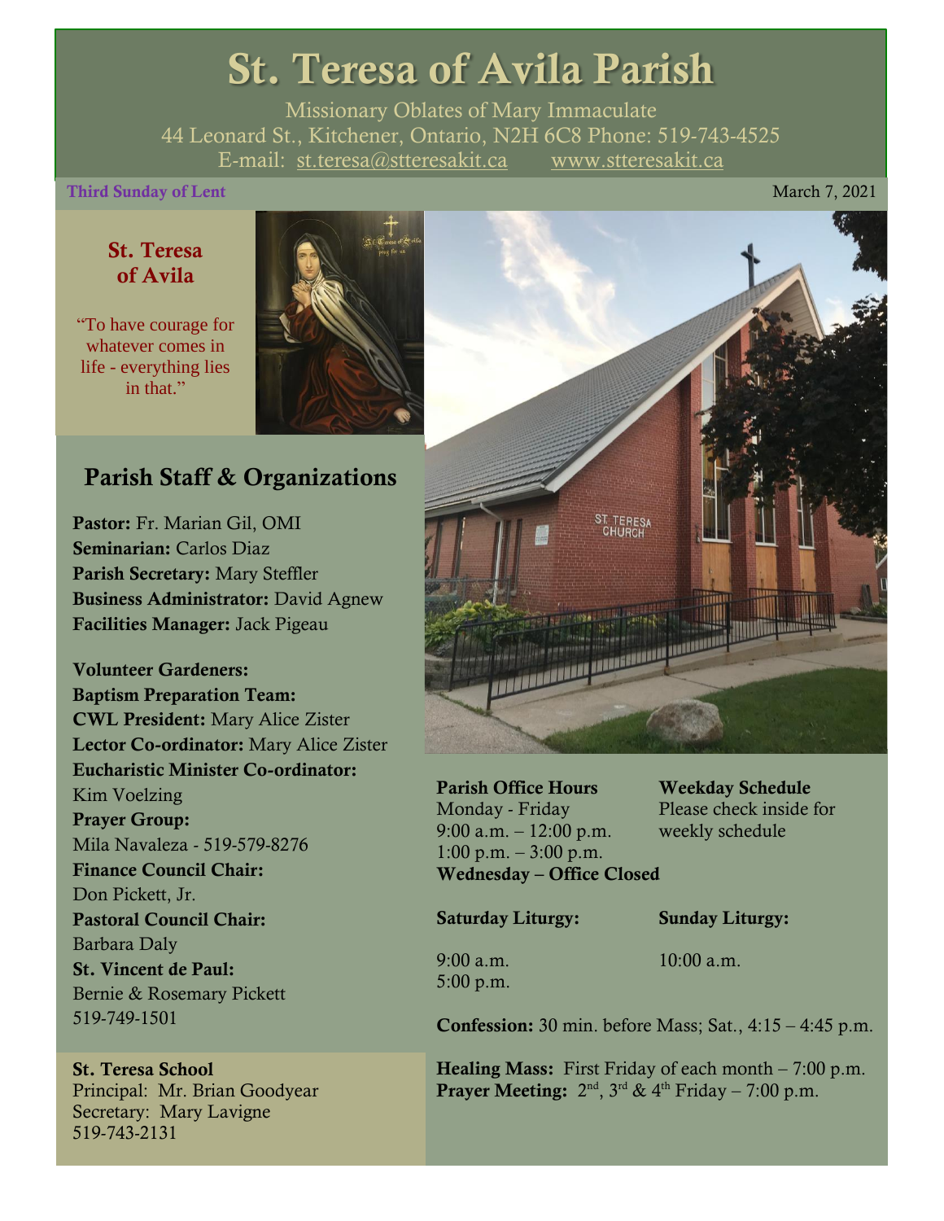# St. Teresa of Avila Parish

Missionary Oblates of Mary Immaculate
44 Leonard St., Kitchener, Ontario, N2H 6C8 Phone: 519-743-4525
E-mail: st.teresa@stteresakit.ca www.stteresakit.ca

**Third Sunday of Lent** March 7, 2021

### St. Teresa of Avila

"To have courage for whatever comes in life - everything lies in that."

## Parish Staff & Organizations

**Pastor:** Fr. Marian Gil, OMI
**Seminarian:** Carlos Diaz
**Parish Secretary:** Mary Steffler
**Business Administrator:** David Agnew
**Facilities Manager:** Jack Pigeau

**Volunteer Gardeners:**
**Baptism Preparation Team:**
**CWL President:** Mary Alice Zister
**Lector Co-ordinator:** Mary Alice Zister
**Eucharistic Minister Co-ordinator:** Kim Voelzing
**Prayer Group:** Mila Navaleza - 519-579-8276
**Finance Council Chair:** Don Pickett, Jr.
**Pastoral Council Chair:** Barbara Daly
**St. Vincent de Paul:** Bernie & Rosemary Pickett 519-749-1501

**St. Teresa School**
Principal: Mr. Brian Goodyear
Secretary: Mary Lavigne
519-743-2131

**Parish Office Hours**
Monday - Friday
9:00 a.m. – 12:00 p.m.
1:00 p.m. – 3:00 p.m.
**Wednesday – Office Closed**

**Weekday Schedule**
Please check inside for weekly schedule

**Saturday Liturgy:**
9:00 a.m.
5:00 p.m.

**Sunday Liturgy:**
10:00 a.m.

**Confession:** 30 min. before Mass; Sat., 4:15 – 4:45 p.m.

**Healing Mass:** First Friday of each month – 7:00 p.m.
**Prayer Meeting:** 2nd, 3rd & 4th Friday – 7:00 p.m.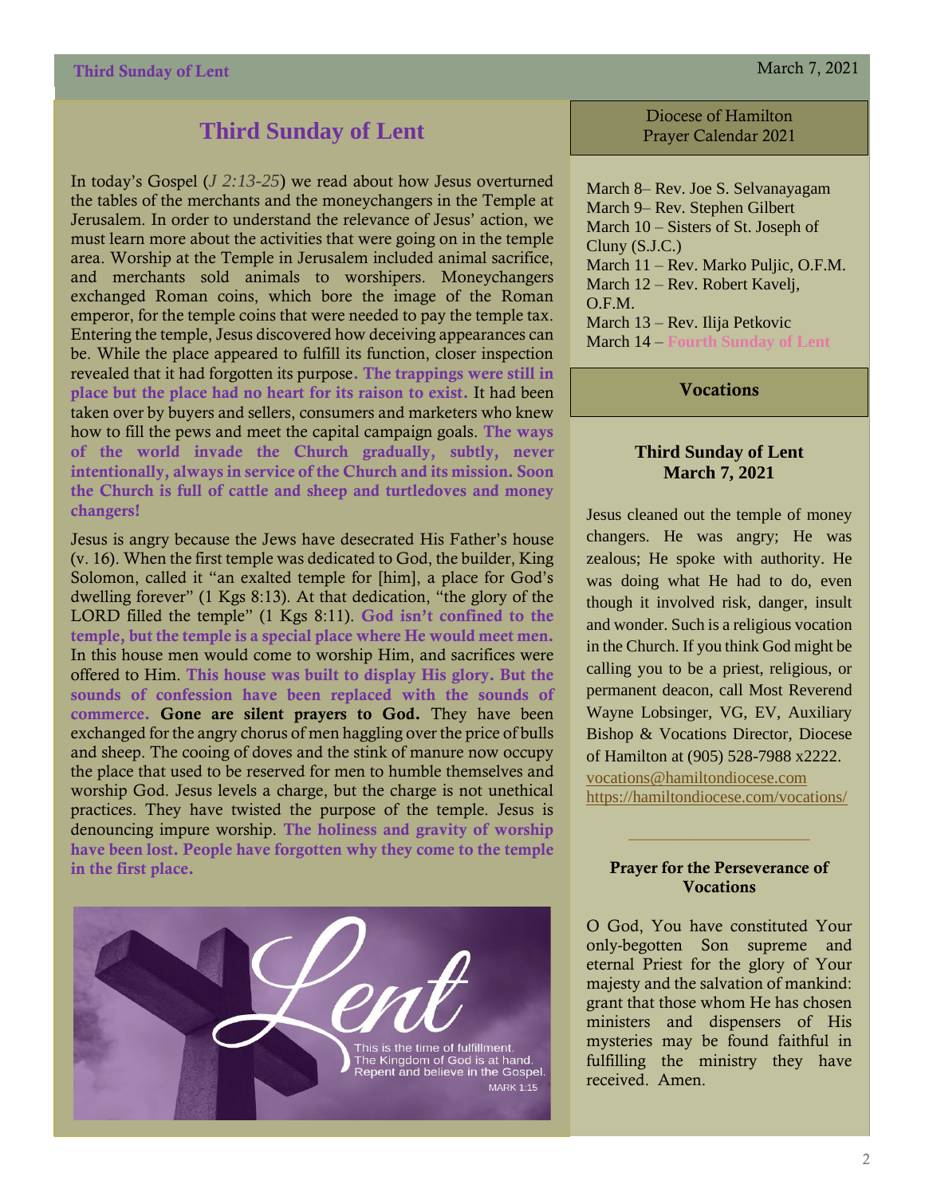# Third Sunday of Lent

In today's Gospel (*J 2:13-25*) we read about how Jesus overturned the tables of the merchants and the moneychangers in the Temple at Jerusalem. In order to understand the relevance of Jesus' action, we must learn more about the activities that were going on in the temple area. Worship at the Temple in Jerusalem included animal sacrifice, and merchants sold animals to worshipers. Moneychangers exchanged Roman coins, which bore the image of the Roman emperor, for the temple coins that were needed to pay the temple tax. Entering the temple, Jesus discovered how deceiving appearances can be. While the place appeared to fulfill its function, closer inspection revealed that it had forgotten its purpose**. The trappings were still in place but the place had no heart for its raison to exist.** It had been taken over by buyers and sellers, consumers and marketers who knew how to fill the pews and meet the capital campaign goals. **The ways of the world invade the Church gradually, subtly, never intentionally, always in service of the Church and its mission. Soon the Church is full of cattle and sheep and turtledoves and money changers!**

Jesus is angry because the Jews have desecrated His Father's house (v. 16). When the first temple was dedicated to God, the builder, King Solomon, called it "an exalted temple for [him], a place for God's dwelling forever" (1 Kgs 8:13). At that dedication, "the glory of the LORD filled the temple" (1 Kgs 8:11). **God isn't confined to the temple, but the temple is a special place where He would meet men.** In this house men would come to worship Him, and sacrifices were offered to Him. **This house was built to display His glory. But the sounds of confession have been replaced with the sounds of commerce. Gone are silent prayers to God.** They have been exchanged for the angry chorus of men haggling over the price of bulls and sheep. The cooing of doves and the stink of manure now occupy the place that used to be reserved for men to humble themselves and worship God. Jesus levels a charge, but the charge is not unethical practices. They have twisted the purpose of the temple. Jesus is denouncing impure worship. **The holiness and gravity of worship have been lost. People have forgotten why they come to the temple in the first place.**

Lent

This is the time of fulfillment.
The Kingdom of God is at hand.
Repent and believe in the Gospel.
MARK 1:15

## Diocese of Hamilton Prayer Calendar 2021

March 8– Rev. Joe S. Selvanayagam
March 9– Rev. Stephen Gilbert
March 10 – Sisters of St. Joseph of Cluny (S.J.C.)
March 11 – Rev. Marko Puljic, O.F.M.
March 12 – Rev. Robert Kavelj, O.F.M.
March 13 – Rev. Ilija Petkovic
March 14 – **Fourth Sunday of Lent**

## Vocations

### Third Sunday of Lent
### March 7, 2021

Jesus cleaned out the temple of money changers. He was angry; He was zealous; He spoke with authority. He was doing what He had to do, even though it involved risk, danger, insult and wonder. Such is a religious vocation in the Church. If you think God might be calling you to be a priest, religious, or permanent deacon, call Most Reverend Wayne Lobsinger, VG, EV, Auxiliary Bishop & Vocations Director, Diocese of Hamilton at (905) 528-7988 x2222.
vocations@hamiltondiocese.com
https://hamiltondiocese.com/vocations/

---

### Prayer for the Perseverance of Vocations

O God, You have constituted Your only-begotten Son supreme and eternal Priest for the glory of Your majesty and the salvation of mankind: grant that those whom He has chosen ministers and dispensers of His mysteries may be found faithful in fulfilling the ministry they have received. Amen.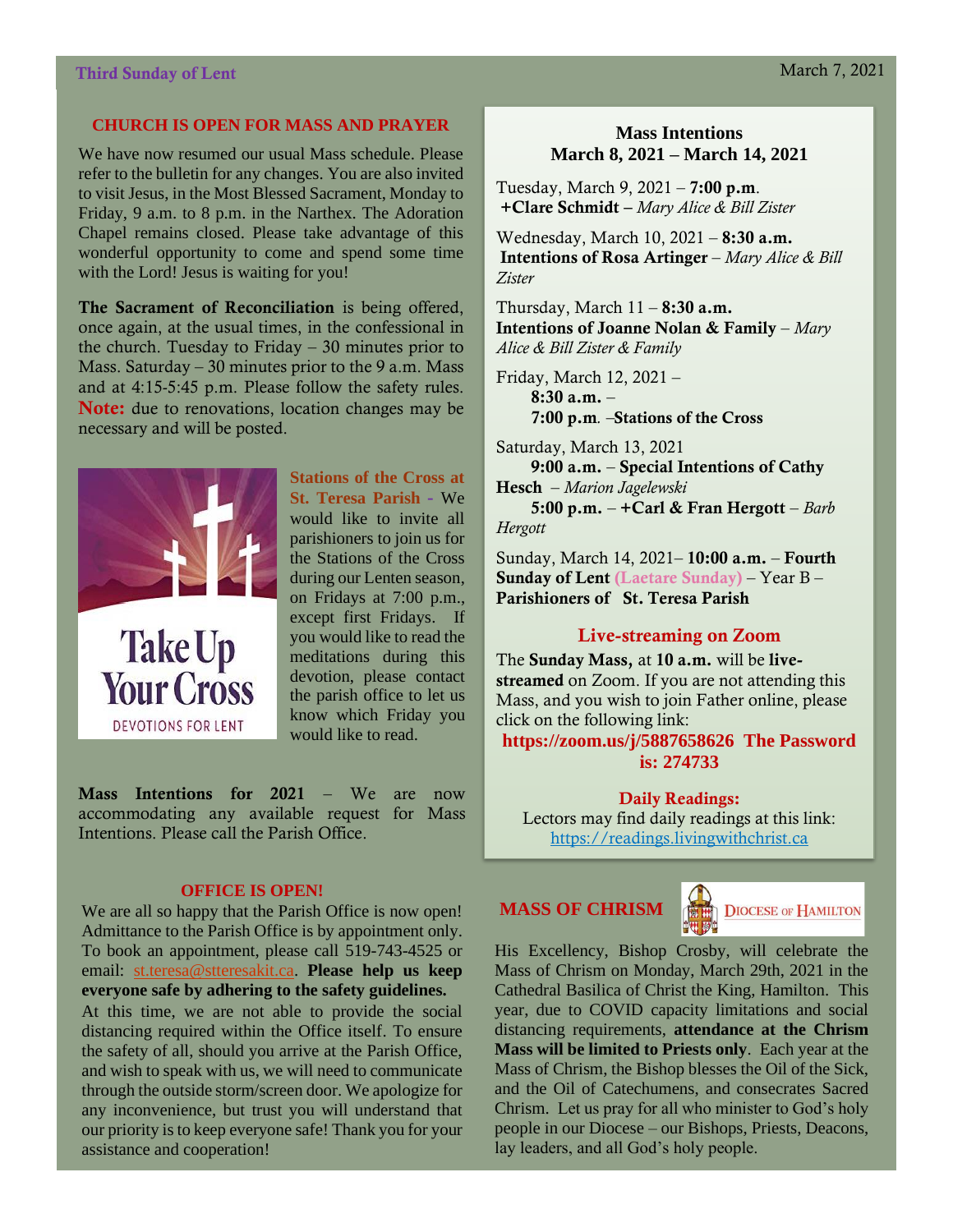## CHURCH IS OPEN FOR MASS AND PRAYER

We have now resumed our usual Mass schedule. Please refer to the bulletin for any changes. You are also invited to visit Jesus, in the Most Blessed Sacrament, Monday to Friday, 9 a.m. to 8 p.m. in the Narthex. The Adoration Chapel remains closed. Please take advantage of this wonderful opportunity to come and spend some time with the Lord! Jesus is waiting for you!

**The Sacrament of Reconciliation** is being offered, once again, at the usual times, in the confessional in the church. Tuesday to Friday – 30 minutes prior to Mass. Saturday – 30 minutes prior to the 9 a.m. Mass and at 4:15-5:45 p.m. Please follow the safety rules. **Note:** due to renovations, location changes may be necessary and will be posted.

Take Up Your Cross
DEVOTIONS FOR LENT

**Stations of the Cross at St. Teresa Parish** - We would like to invite all parishioners to join us for the Stations of the Cross during our Lenten season, on Fridays at 7:00 p.m., except first Fridays. If you would like to read the meditations during this devotion, please contact the parish office to let us know which Friday you would like to read.

**Mass Intentions for 2021** – We are now accommodating any available request for Mass Intentions. Please call the Parish Office.

## OFFICE IS OPEN!

We are all so happy that the Parish Office is now open! Admittance to the Parish Office is by appointment only. To book an appointment, please call 519-743-4525 or email: st.teresa@stteresakit.ca. **Please help us keep everyone safe by adhering to the safety guidelines.**

At this time, we are not able to provide the social distancing required within the Office itself. To ensure the safety of all, should you arrive at the Parish Office, and wish to speak with us, we will need to communicate through the outside storm/screen door. We apologize for any inconvenience, but trust you will understand that our priority is to keep everyone safe! Thank you for your assistance and cooperation!

## Mass Intentions
## March 8, 2021 – March 14, 2021

Tuesday, March 9, 2021 – **7:00 p.m**.
**+Clare Schmidt** – *Mary Alice & Bill Zister*

Wednesday, March 10, 2021 – **8:30 a.m.**
**Intentions of Rosa Artinger** – *Mary Alice & Bill Zister*

Thursday, March 11 – **8:30 a.m.**
**Intentions of Joanne Nolan & Family** – *Mary Alice & Bill Zister & Family*

Friday, March 12, 2021 –
**8:30 a.m.** –
**7:00 p.m**. –**Stations of the Cross**

Saturday, March 13, 2021
**9:00 a.m.** – **Special Intentions of Cathy Hesch** – *Marion Jagelewski*
**5:00 p.m.** – **+Carl & Fran Hergott** – *Barb Hergott*

Sunday, March 14, 2021– **10:00 a.m.** – **Fourth Sunday of Lent** (Laetare Sunday) – Year B – **Parishioners of St. Teresa Parish**

## Live-streaming on Zoom

The **Sunday Mass,** at **10 a.m.** will be **live-streamed** on Zoom. If you are not attending this Mass, and you wish to join Father online, please click on the following link:
**https://zoom.us/j/5887658626 The Password is: 274733**

## Daily Readings:

Lectors may find daily readings at this link:
https://readings.livingwithchrist.ca

## MASS OF CHRISM

DIOCESE OF HAMILTON

His Excellency, Bishop Crosby, will celebrate the Mass of Chrism on Monday, March 29th, 2021 in the Cathedral Basilica of Christ the King, Hamilton. This year, due to COVID capacity limitations and social distancing requirements, **attendance at the Chrism Mass will be limited to Priests only**. Each year at the Mass of Chrism, the Bishop blesses the Oil of the Sick, and the Oil of Catechumens, and consecrates Sacred Chrism. Let us pray for all who minister to God's holy people in our Diocese – our Bishops, Priests, Deacons, lay leaders, and all God's holy people.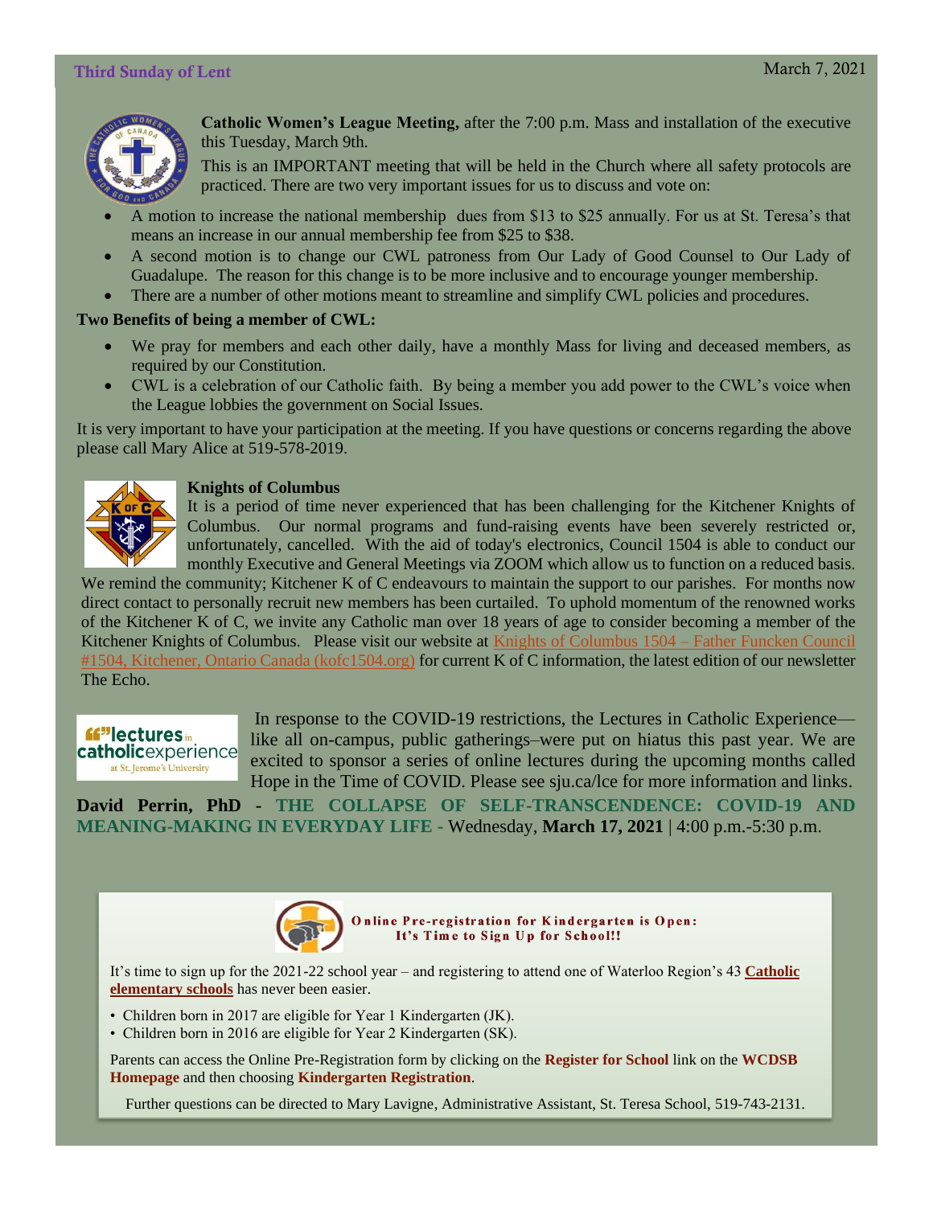**Catholic Women's League Meeting,** after the 7:00 p.m. Mass and installation of the executive this Tuesday, March 9th.

This is an IMPORTANT meeting that will be held in the Church where all safety protocols are practiced. There are two very important issues for us to discuss and vote on:

- A motion to increase the national membership dues from $13 to $25 annually. For us at St. Teresa's that means an increase in our annual membership fee from $25 to $38.
- A second motion is to change our CWL patroness from Our Lady of Good Counsel to Our Lady of Guadalupe. The reason for this change is to be more inclusive and to encourage younger membership.
- There are a number of other motions meant to streamline and simplify CWL policies and procedures.

**Two Benefits of being a member of CWL:**

- We pray for members and each other daily, have a monthly Mass for living and deceased members, as required by our Constitution.
- CWL is a celebration of our Catholic faith. By being a member you add power to the CWL's voice when the League lobbies the government on Social Issues.

It is very important to have your participation at the meeting. If you have questions or concerns regarding the above please call Mary Alice at 519-578-2019.

**Knights of Columbus**

It is a period of time never experienced that has been challenging for the Kitchener Knights of Columbus. Our normal programs and fund-raising events have been severely restricted or, unfortunately, cancelled. With the aid of today's electronics, Council 1504 is able to conduct our monthly Executive and General Meetings via ZOOM which allow us to function on a reduced basis. We remind the community; Kitchener K of C endeavours to maintain the support to our parishes. For months now direct contact to personally recruit new members has been curtailed. To uphold momentum of the renowned works of the Kitchener K of C, we invite any Catholic man over 18 years of age to consider becoming a member of the Kitchener Knights of Columbus. Please visit our website at Knights of Columbus 1504 – Father Funcken Council #1504, Kitchener, Ontario Canada (kofc1504.org) for current K of C information, the latest edition of our newsletter The Echo.

In response to the COVID-19 restrictions, the Lectures in Catholic Experience—like all on-campus, public gatherings–were put on hiatus this past year. We are excited to sponsor a series of online lectures during the upcoming months called Hope in the Time of COVID. Please see sju.ca/lce for more information and links.

**David Perrin, PhD - THE COLLAPSE OF SELF-TRANSCENDENCE: COVID-19 AND MEANING-MAKING IN EVERYDAY LIFE -** Wednesday, **March 17, 2021** | 4:00 p.m.-5:30 p.m.

**Online Pre-registration for Kindergarten is Open: It's Time to Sign Up for School!!**

It's time to sign up for the 2021-22 school year – and registering to attend one of Waterloo Region's 43 **Catholic elementary schools** has never been easier.

- Children born in 2017 are eligible for Year 1 Kindergarten (JK).
- Children born in 2016 are eligible for Year 2 Kindergarten (SK).

Parents can access the Online Pre-Registration form by clicking on the **Register for School** link on the **WCDSB Homepage** and then choosing **Kindergarten Registration**.

Further questions can be directed to Mary Lavigne, Administrative Assistant, St. Teresa School, 519-743-2131.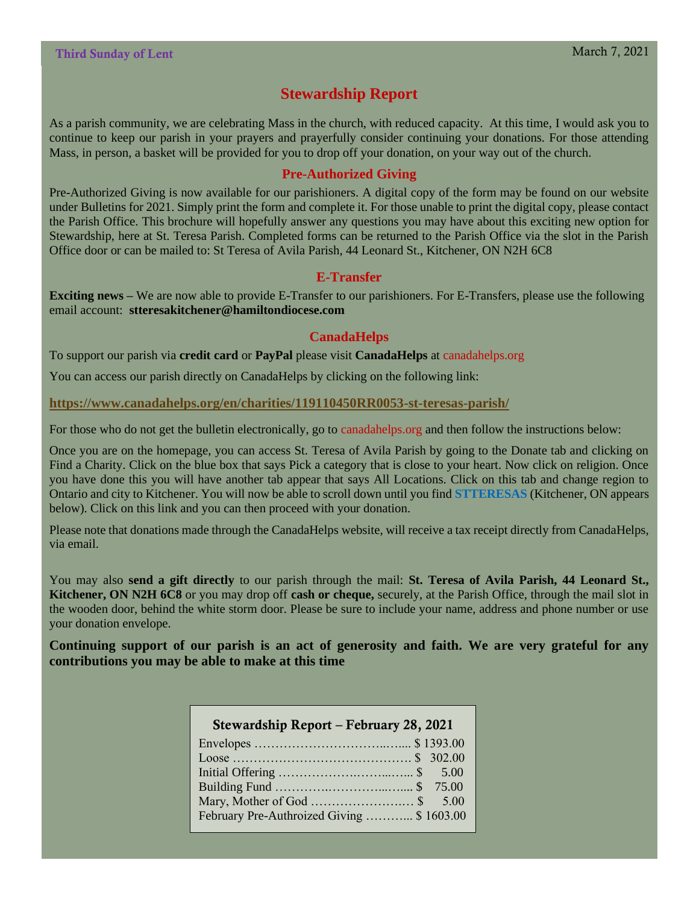Third Sunday of Lent

March 7, 2021

## Stewardship Report

As a parish community, we are celebrating Mass in the church, with reduced capacity. At this time, I would ask you to continue to keep our parish in your prayers and prayerfully consider continuing your donations. For those attending Mass, in person, a basket will be provided for you to drop off your donation, on your way out of the church.

### Pre-Authorized Giving

Pre-Authorized Giving is now available for our parishioners. A digital copy of the form may be found on our website under Bulletins for 2021. Simply print the form and complete it. For those unable to print the digital copy, please contact the Parish Office. This brochure will hopefully answer any questions you may have about this exciting new option for Stewardship, here at St. Teresa Parish. Completed forms can be returned to the Parish Office via the slot in the Parish Office door or can be mailed to: St Teresa of Avila Parish, 44 Leonard St., Kitchener, ON N2H 6C8

### E-Transfer

**Exciting news** – We are now able to provide E-Transfer to our parishioners. For E-Transfers, please use the following email account: **stteresakitchener@hamiltondiocese.com**

### CanadaHelps

To support our parish via **credit card** or **PayPal** please visit **CanadaHelps** at canadahelps.org

You can access our parish directly on CanadaHelps by clicking on the following link:

**https://www.canadahelps.org/en/charities/119110450RR0053-st-teresas-parish/**

For those who do not get the bulletin electronically, go to canadahelps.org and then follow the instructions below:

Once you are on the homepage, you can access St. Teresa of Avila Parish by going to the Donate tab and clicking on Find a Charity. Click on the blue box that says Pick a category that is close to your heart. Now click on religion. Once you have done this you will have another tab appear that says All Locations. Click on this tab and change region to Ontario and city to Kitchener. You will now be able to scroll down until you find **STTERESAS** (Kitchener, ON appears below). Click on this link and you can then proceed with your donation.

Please note that donations made through the CanadaHelps website, will receive a tax receipt directly from CanadaHelps, via email.

You may also **send a gift directly** to our parish through the mail: **St. Teresa of Avila Parish, 44 Leonard St., Kitchener, ON N2H 6C8** or you may drop off **cash or cheque,** securely, at the Parish Office, through the mail slot in the wooden door, behind the white storm door. Please be sure to include your name, address and phone number or use your donation envelope.

**Continuing support of our parish is an act of generosity and faith. We are very grateful for any contributions you may be able to make at this time**

### Stewardship Report – February 28, 2021

| Item | Amount |
|---|---|
| Envelopes | $ 1393.00 |
| Loose | $ 302.00 |
| Initial Offering | $ 5.00 |
| Building Fund | $ 75.00 |
| Mary, Mother of God | $ 5.00 |
| February Pre-Authroized Giving | $ 1603.00 |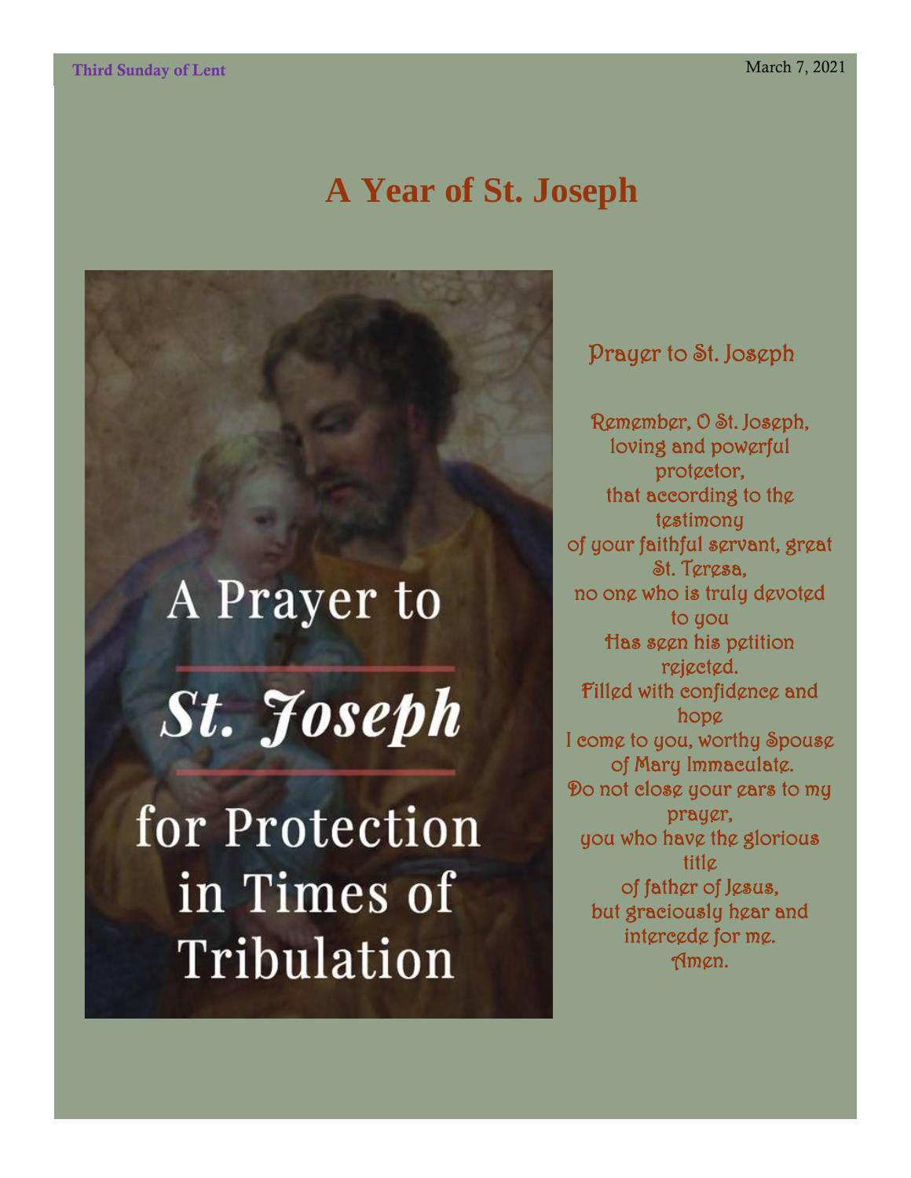# A Year of St. Joseph

A Prayer to

**St. Joseph**

for Protection in Times of Tribulation

## Prayer to St. Joseph

Remember, O St. Joseph,
loving and powerful protector,
that according to the testimony
of your faithful servant, great St. Teresa,
no one who is truly devoted to you
Has seen his petition rejected.
Filled with confidence and hope
I come to you, worthy Spouse of Mary Immaculate.
Do not close your ears to my prayer,
you who have the glorious title
of father of Jesus,
but graciously hear and intercede for me.
Amen.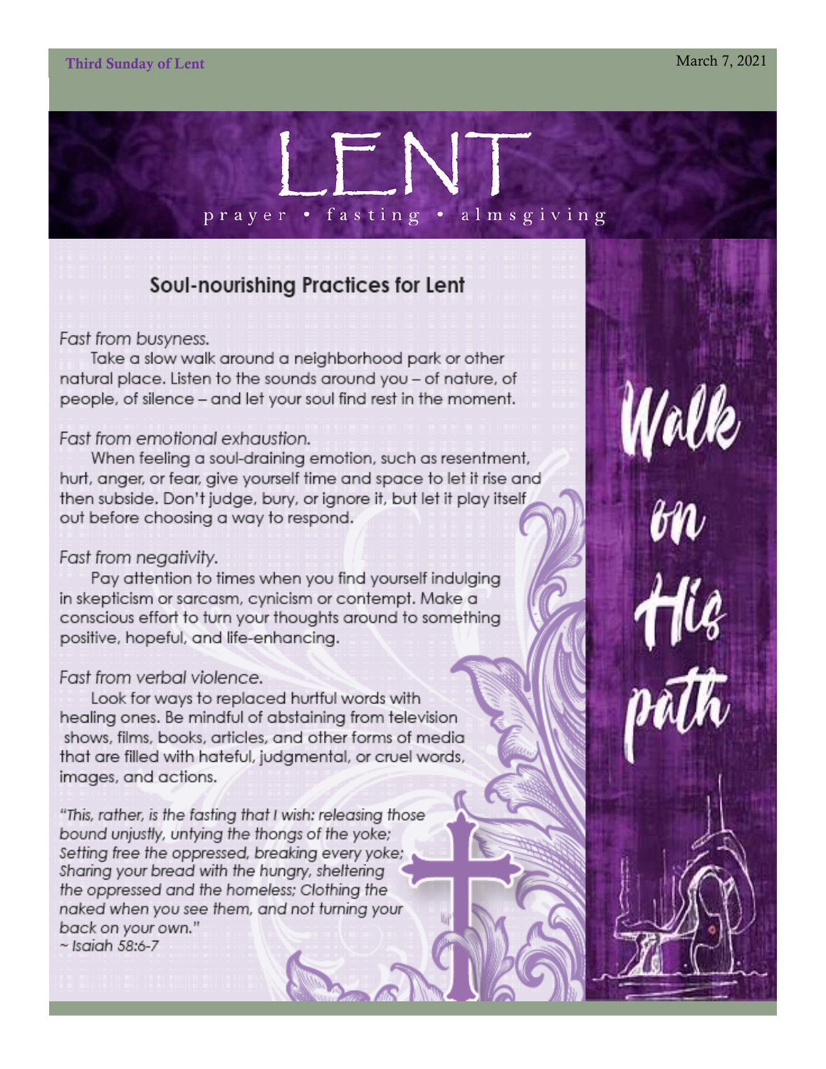Third Sunday of Lent

March 7, 2021

# LENT

prayer • fasting • almsgiving

## Soul-nourishing Practices for Lent

*Fast from busyness.*

Take a slow walk around a neighborhood park or other natural place. Listen to the sounds around you – of nature, of people, of silence – and let your soul find rest in the moment.

*Fast from emotional exhaustion.*

When feeling a soul-draining emotion, such as resentment, hurt, anger, or fear, give yourself time and space to let it rise and then subside. Don't judge, bury, or ignore it, but let it play itself out before choosing a way to respond.

*Fast from negativity.*

Pay attention to times when you find yourself indulging in skepticism or sarcasm, cynicism or contempt. Make a conscious effort to turn your thoughts around to something positive, hopeful, and life-enhancing.

*Fast from verbal violence.*

Look for ways to replaced hurtful words with healing ones. Be mindful of abstaining from television shows, films, books, articles, and other forms of media that are filled with hateful, judgmental, or cruel words, images, and actions.

*"This, rather, is the fasting that I wish: releasing those bound unjustly, untying the thongs of the yoke; Setting free the oppressed, breaking every yoke; Sharing your bread with the hungry, sheltering the oppressed and the homeless; Clothing the naked when you see them, and not turning your back on your own."*
*~ Isaiah 58:6-7*

Walk on His path